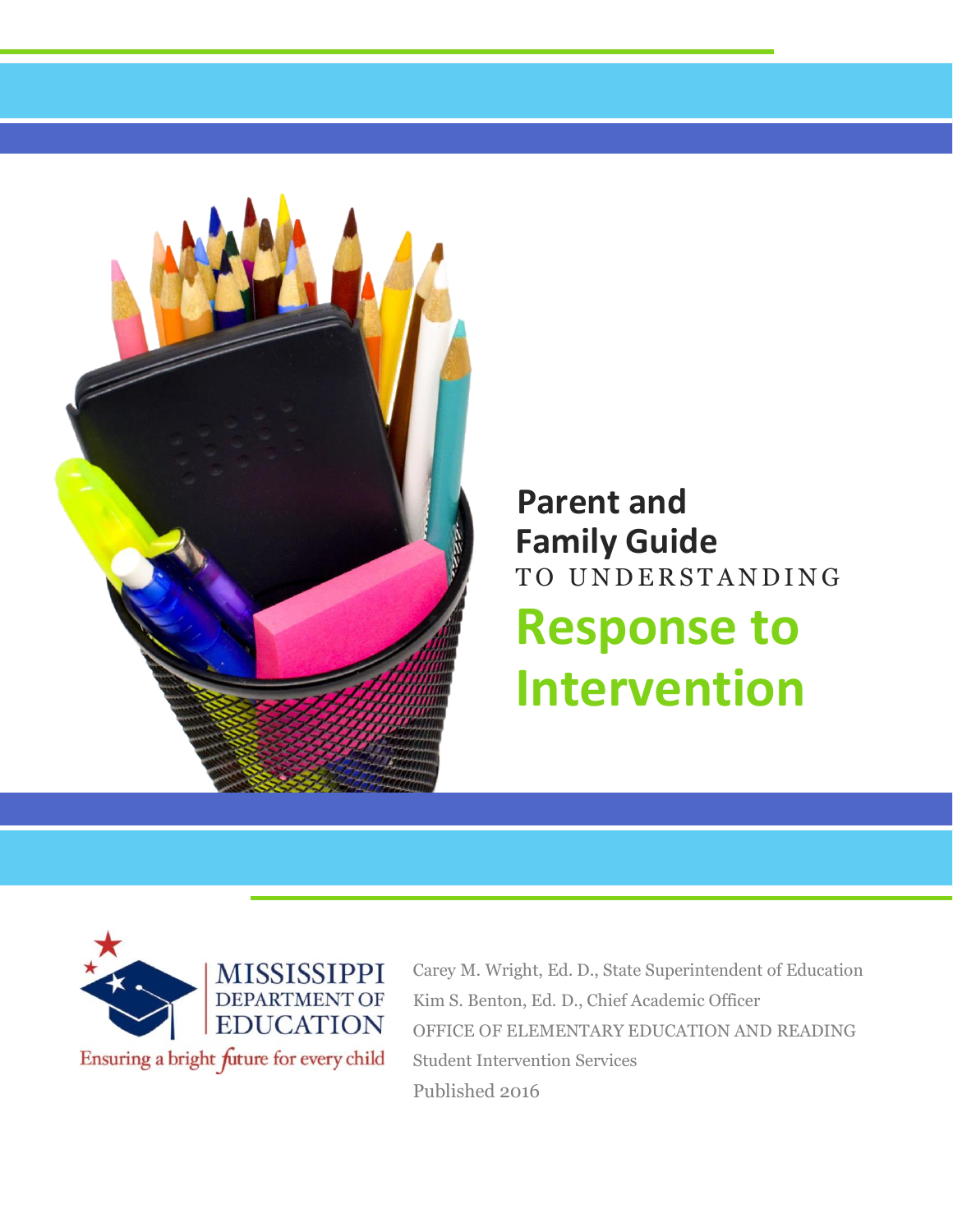# Parent and Family Guide

TO UNDERSTANDING

# Response to Intervention

MISSISSIPPI DEPARTMENT OF EDUCATION

Ensuring a bright future for every child

Carey M. Wright, Ed. D., State Superintendent of Education

Kim S. Benton, Ed. D., Chief Academic Officer

OFFICE OF ELEMENTARY EDUCATION AND READING

Student Intervention Services

Published 2016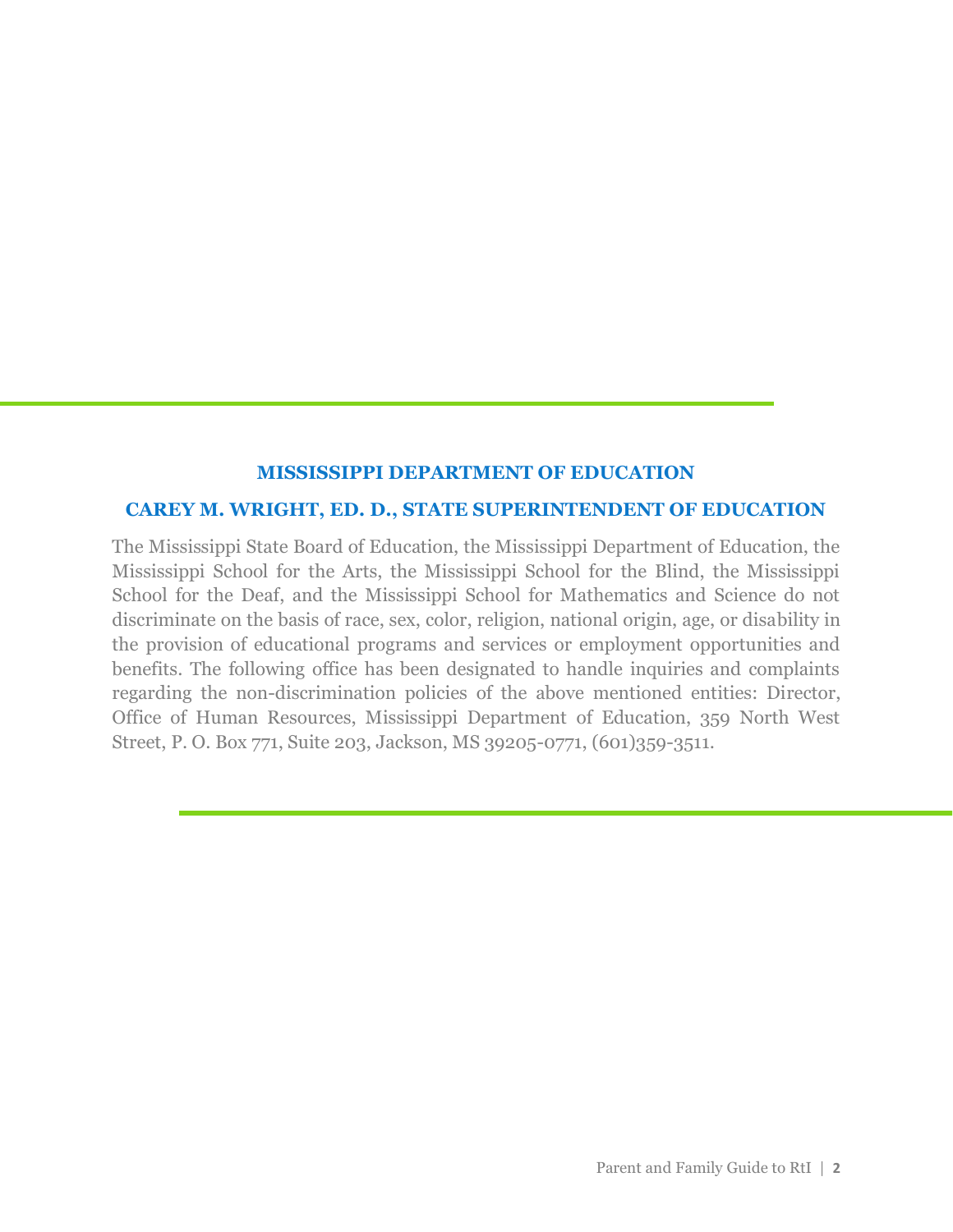**MISSISSIPPI DEPARTMENT OF EDUCATION**

**CAREY M. WRIGHT, ED. D., STATE SUPERINTENDENT OF EDUCATION**

The Mississippi State Board of Education, the Mississippi Department of Education, the Mississippi School for the Arts, the Mississippi School for the Blind, the Mississippi School for the Deaf, and the Mississippi School for Mathematics and Science do not discriminate on the basis of race, sex, color, religion, national origin, age, or disability in the provision of educational programs and services or employment opportunities and benefits. The following office has been designated to handle inquiries and complaints regarding the non-discrimination policies of the above mentioned entities: Director, Office of Human Resources, Mississippi Department of Education, 359 North West Street, P. O. Box 771, Suite 203, Jackson, MS 39205-0771, (601)359-3511.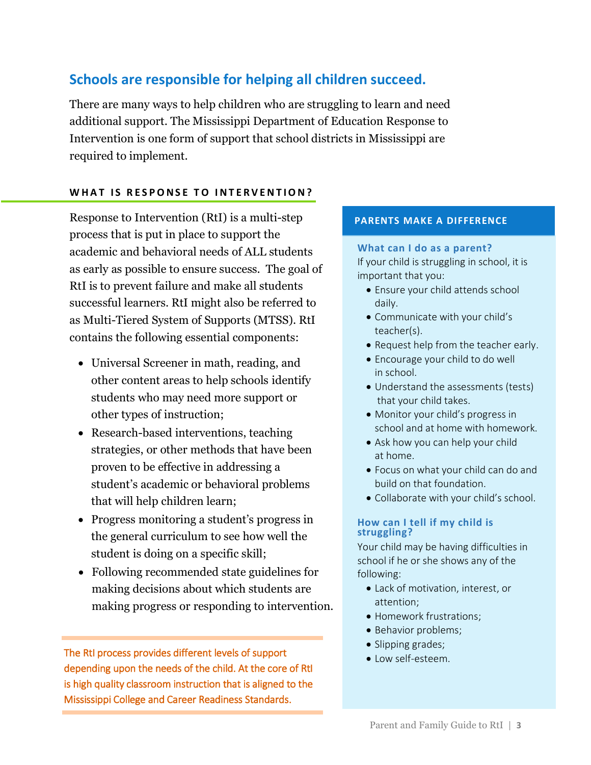## Schools are responsible for helping all children succeed.

There are many ways to help children who are struggling to learn and need additional support. The Mississippi Department of Education Response to Intervention is one form of support that school districts in Mississippi are required to implement.

### WHAT IS RESPONSE TO INTERVENTION?

Response to Intervention (RtI) is a multi-step process that is put in place to support the academic and behavioral needs of ALL students as early as possible to ensure success. The goal of RtI is to prevent failure and make all students successful learners. RtI might also be referred to as Multi-Tiered System of Supports (MTSS). RtI contains the following essential components:

- Universal Screener in math, reading, and other content areas to help schools identify students who may need more support or other types of instruction;
- Research-based interventions, teaching strategies, or other methods that have been proven to be effective in addressing a student's academic or behavioral problems that will help children learn;
- Progress monitoring a student's progress in the general curriculum to see how well the student is doing on a specific skill;
- Following recommended state guidelines for making decisions about which students are making progress or responding to intervention.

The RtI process provides different levels of support depending upon the needs of the child. At the core of RtI is high quality classroom instruction that is aligned to the Mississippi College and Career Readiness Standards.

### PARENTS MAKE A DIFFERENCE

#### What can I do as a parent?

If your child is struggling in school, it is important that you:

- Ensure your child attends school daily.
- Communicate with your child's teacher(s).
- Request help from the teacher early.
- Encourage your child to do well in school.
- Understand the assessments (tests) that your child takes.
- Monitor your child's progress in school and at home with homework.
- Ask how you can help your child at home.
- Focus on what your child can do and build on that foundation.
- Collaborate with your child's school.

#### How can I tell if my child is struggling?

Your child may be having difficulties in school if he or she shows any of the following:

- Lack of motivation, interest, or attention;
- Homework frustrations;
- Behavior problems;
- Slipping grades;
- Low self-esteem.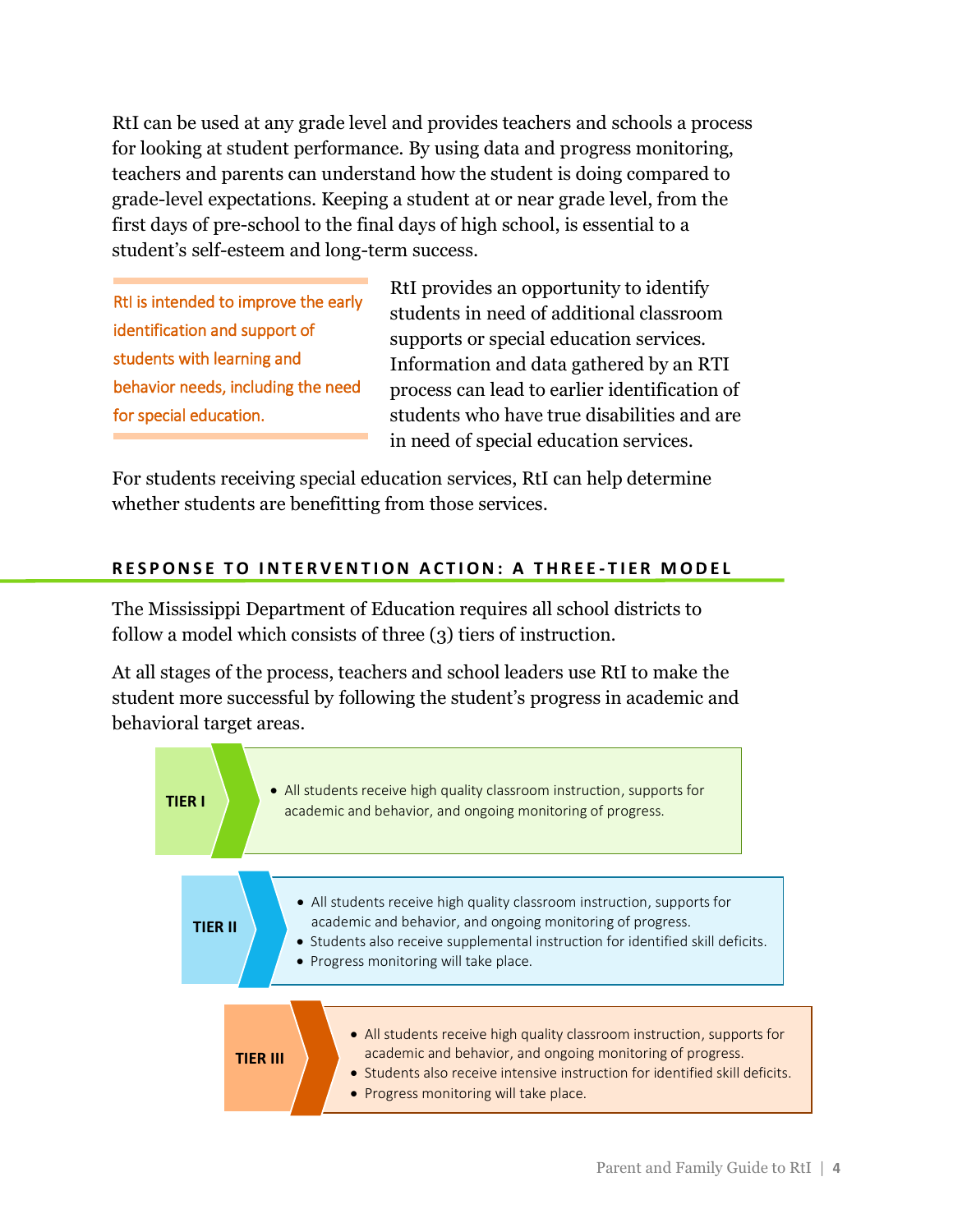RtI can be used at any grade level and provides teachers and schools a process for looking at student performance. By using data and progress monitoring, teachers and parents can understand how the student is doing compared to grade-level expectations. Keeping a student at or near grade level, from the first days of pre-school to the final days of high school, is essential to a student's self-esteem and long-term success.

> RtI is intended to improve the early identification and support of students with learning and behavior needs, including the need for special education.

RtI provides an opportunity to identify students in need of additional classroom supports or special education services. Information and data gathered by an RTI process can lead to earlier identification of students who have true disabilities and are in need of special education services.

For students receiving special education services, RtI can help determine whether students are benefitting from those services.

## RESPONSE TO INTERVENTION ACTION: A THREE-TIER MODEL

The Mississippi Department of Education requires all school districts to follow a model which consists of three (3) tiers of instruction.

At all stages of the process, teachers and school leaders use RtI to make the student more successful by following the student's progress in academic and behavioral target areas.

**TIER I**

- All students receive high quality classroom instruction, supports for academic and behavior, and ongoing monitoring of progress.

**TIER II**

- All students receive high quality classroom instruction, supports for academic and behavior, and ongoing monitoring of progress.
- Students also receive supplemental instruction for identified skill deficits.
- Progress monitoring will take place.

**TIER III**

- All students receive high quality classroom instruction, supports for academic and behavior, and ongoing monitoring of progress.
- Students also receive intensive instruction for identified skill deficits.
- Progress monitoring will take place.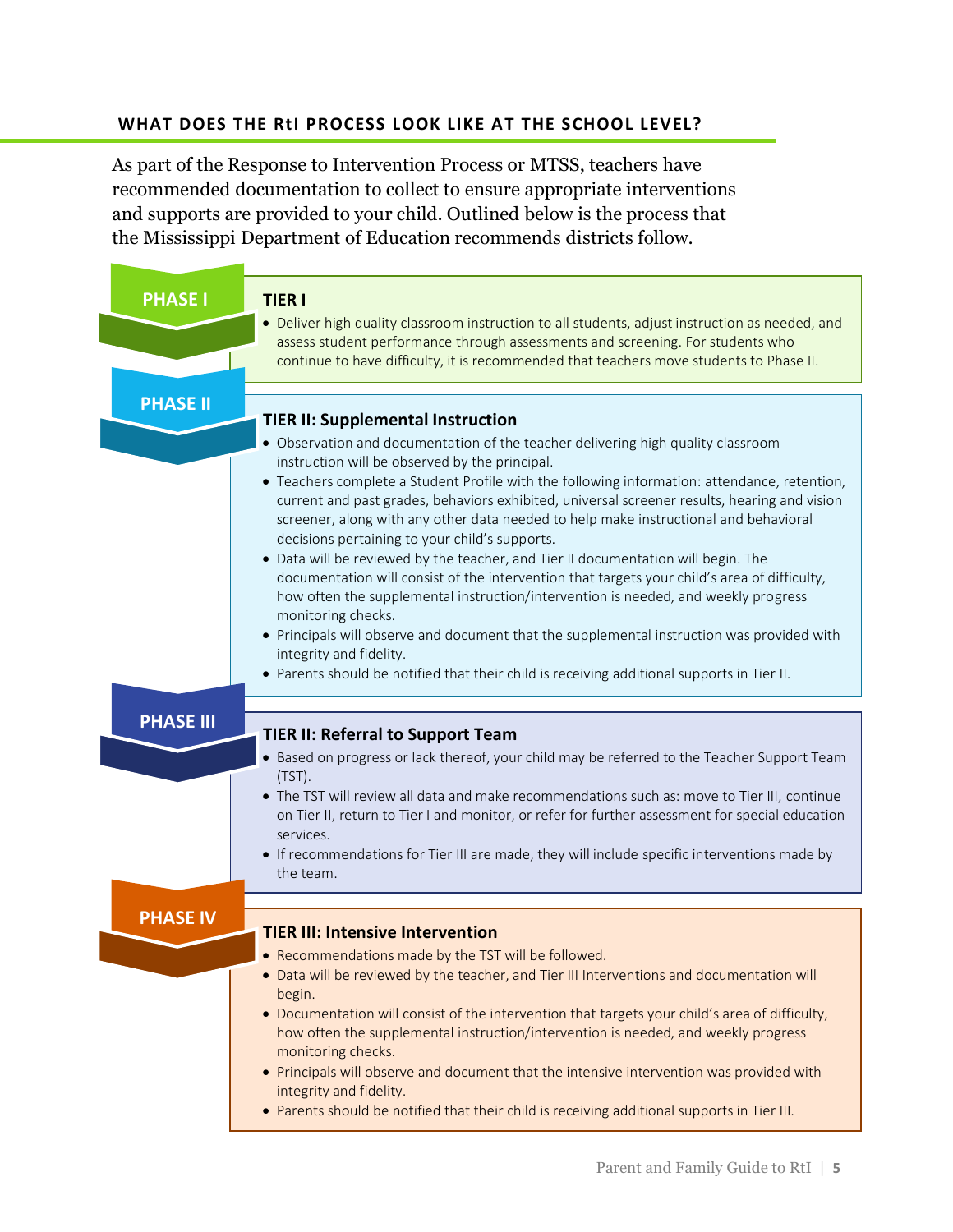## WHAT DOES THE RtI PROCESS LOOK LIKE AT THE SCHOOL LEVEL?

As part of the Response to Intervention Process or MTSS, teachers have recommended documentation to collect to ensure appropriate interventions and supports are provided to your child. Outlined below is the process that the Mississippi Department of Education recommends districts follow.

### PHASE I

**TIER I**

- Deliver high quality classroom instruction to all students, adjust instruction as needed, and assess student performance through assessments and screening. For students who continue to have difficulty, it is recommended that teachers move students to Phase II.

### PHASE II

**TIER II: Supplemental Instruction**

- Observation and documentation of the teacher delivering high quality classroom instruction will be observed by the principal.
- Teachers complete a Student Profile with the following information: attendance, retention, current and past grades, behaviors exhibited, universal screener results, hearing and vision screener, along with any other data needed to help make instructional and behavioral decisions pertaining to your child's supports.
- Data will be reviewed by the teacher, and Tier II documentation will begin. The documentation will consist of the intervention that targets your child's area of difficulty, how often the supplemental instruction/intervention is needed, and weekly progress monitoring checks.
- Principals will observe and document that the supplemental instruction was provided with integrity and fidelity.
- Parents should be notified that their child is receiving additional supports in Tier II.

### PHASE III

**TIER II: Referral to Support Team**

- Based on progress or lack thereof, your child may be referred to the Teacher Support Team (TST).
- The TST will review all data and make recommendations such as: move to Tier III, continue on Tier II, return to Tier I and monitor, or refer for further assessment for special education services.
- If recommendations for Tier III are made, they will include specific interventions made by the team.

### PHASE IV

**TIER III: Intensive Intervention**

- Recommendations made by the TST will be followed.
- Data will be reviewed by the teacher, and Tier III Interventions and documentation will begin.
- Documentation will consist of the intervention that targets your child's area of difficulty, how often the supplemental instruction/intervention is needed, and weekly progress monitoring checks.
- Principals will observe and document that the intensive intervention was provided with integrity and fidelity.
- Parents should be notified that their child is receiving additional supports in Tier III.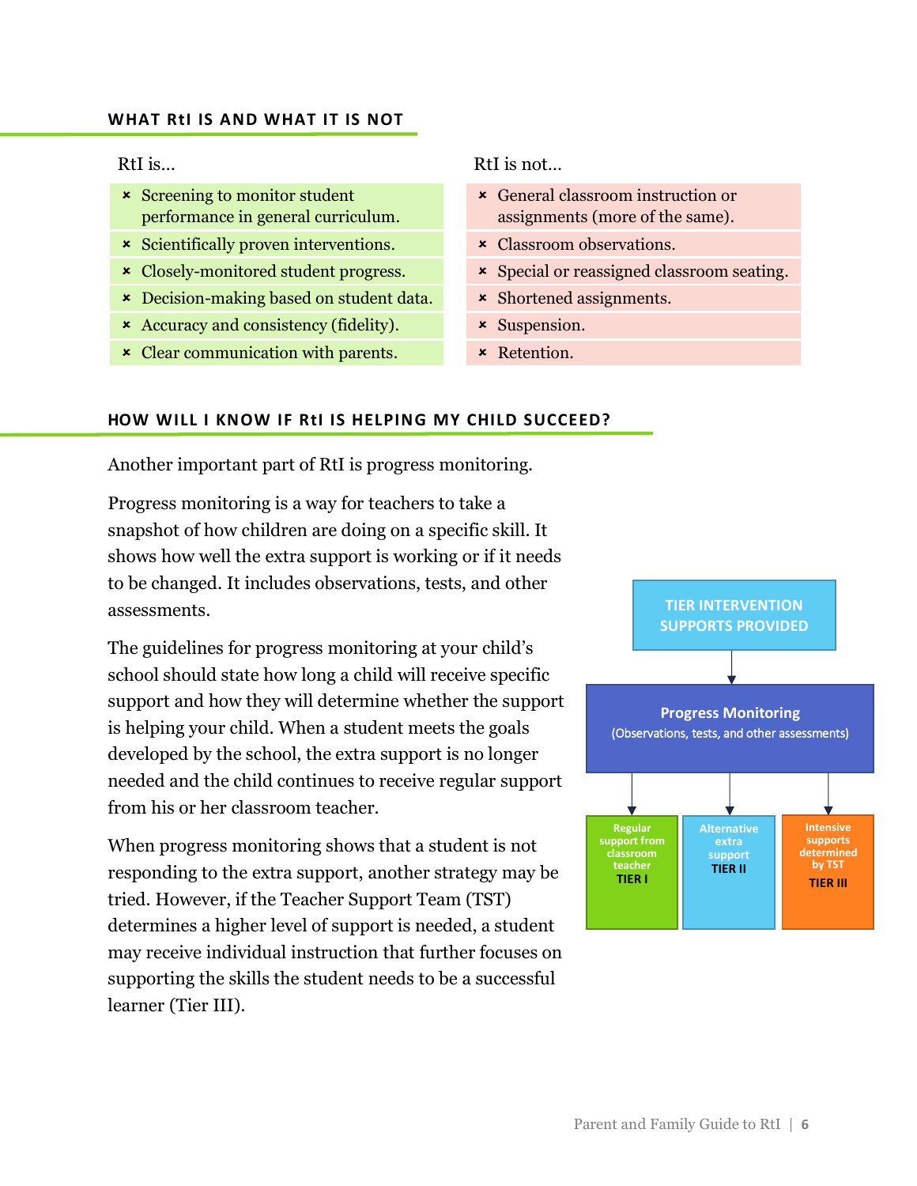## WHAT RtI IS AND WHAT IT IS NOT

| RtI is... | RtI is not... |
|---|---|
| Screening to monitor student performance in general curriculum. | General classroom instruction or assignments (more of the same). |
| Scientifically proven interventions. | Classroom observations. |
| Closely-monitored student progress. | Special or reassigned classroom seating. |
| Decision-making based on student data. | Shortened assignments. |
| Accuracy and consistency (fidelity). | Suspension. |
| Clear communication with parents. | Retention. |

## HOW WILL I KNOW IF RtI IS HELPING MY CHILD SUCCEED?

Another important part of RtI is progress monitoring.

Progress monitoring is a way for teachers to take a snapshot of how children are doing on a specific skill. It shows how well the extra support is working or if it needs to be changed. It includes observations, tests, and other assessments.

The guidelines for progress monitoring at your child's school should state how long a child will receive specific support and how they will determine whether the support is helping your child. When a student meets the goals developed by the school, the extra support is no longer needed and the child continues to receive regular support from his or her classroom teacher.

When progress monitoring shows that a student is not responding to the extra support, another strategy may be tried. However, if the Teacher Support Team (TST) determines a higher level of support is needed, a student may receive individual instruction that further focuses on supporting the skills the student needs to be a successful learner (Tier III).

**TIER INTERVENTION SUPPORTS PROVIDED**

↓

**Progress Monitoring**
(Observations, tests, and other assessments)

↓

- Regular support from classroom teacher — **TIER I**
- Alternative extra support — **TIER II**
- Intensive supports determined by TST — **TIER III**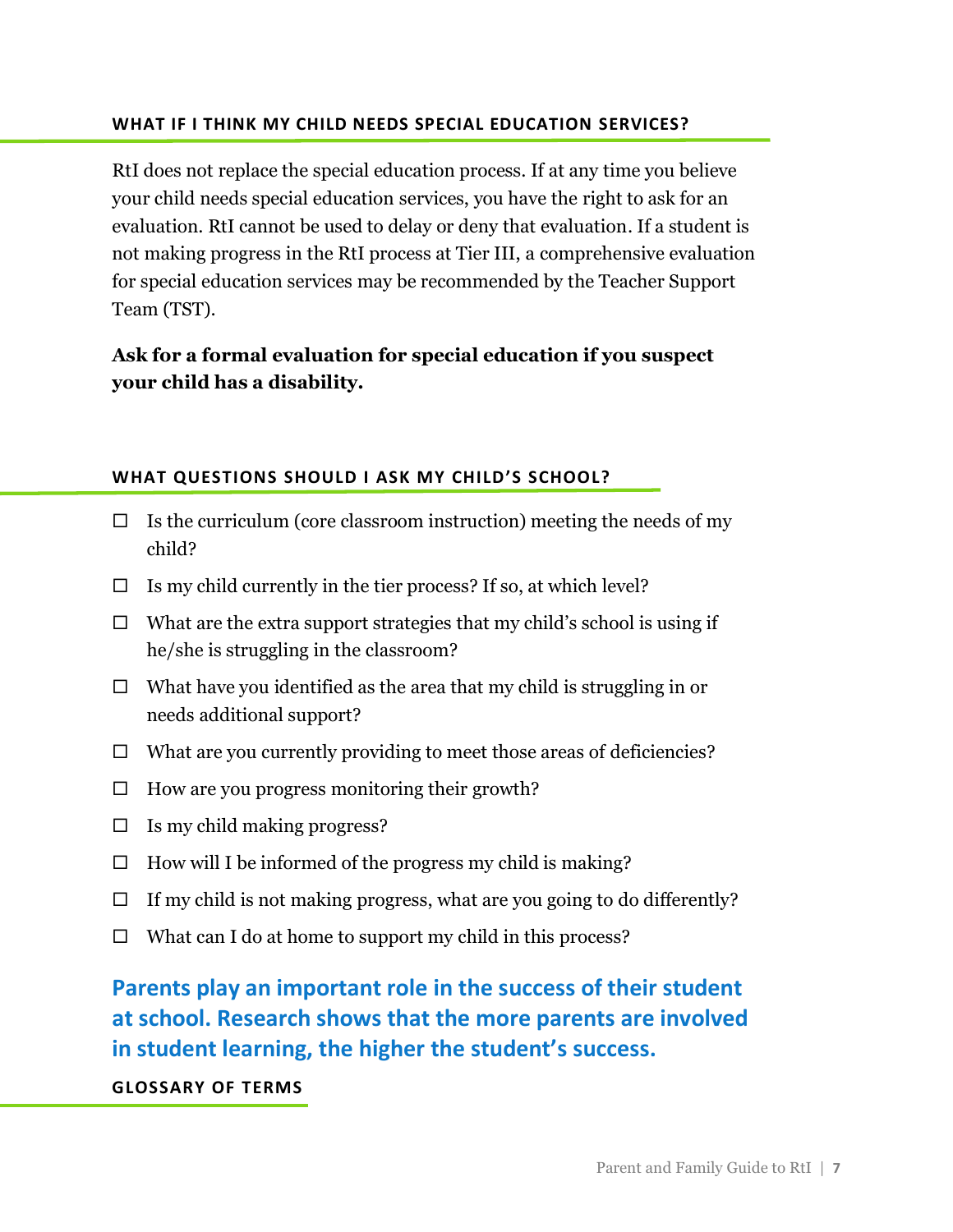## WHAT IF I THINK MY CHILD NEEDS SPECIAL EDUCATION SERVICES?

RtI does not replace the special education process. If at any time you believe your child needs special education services, you have the right to ask for an evaluation. RtI cannot be used to delay or deny that evaluation. If a student is not making progress in the RtI process at Tier III, a comprehensive evaluation for special education services may be recommended by the Teacher Support Team (TST).

**Ask for a formal evaluation for special education if you suspect your child has a disability.**

## WHAT QUESTIONS SHOULD I ASK MY CHILD'S SCHOOL?

- ☐ Is the curriculum (core classroom instruction) meeting the needs of my child?
- ☐ Is my child currently in the tier process? If so, at which level?
- ☐ What are the extra support strategies that my child's school is using if he/she is struggling in the classroom?
- ☐ What have you identified as the area that my child is struggling in or needs additional support?
- ☐ What are you currently providing to meet those areas of deficiencies?
- ☐ How are you progress monitoring their growth?
- ☐ Is my child making progress?
- ☐ How will I be informed of the progress my child is making?
- ☐ If my child is not making progress, what are you going to do differently?
- ☐ What can I do at home to support my child in this process?

**Parents play an important role in the success of their student at school. Research shows that the more parents are involved in student learning, the higher the student's success.**

## GLOSSARY OF TERMS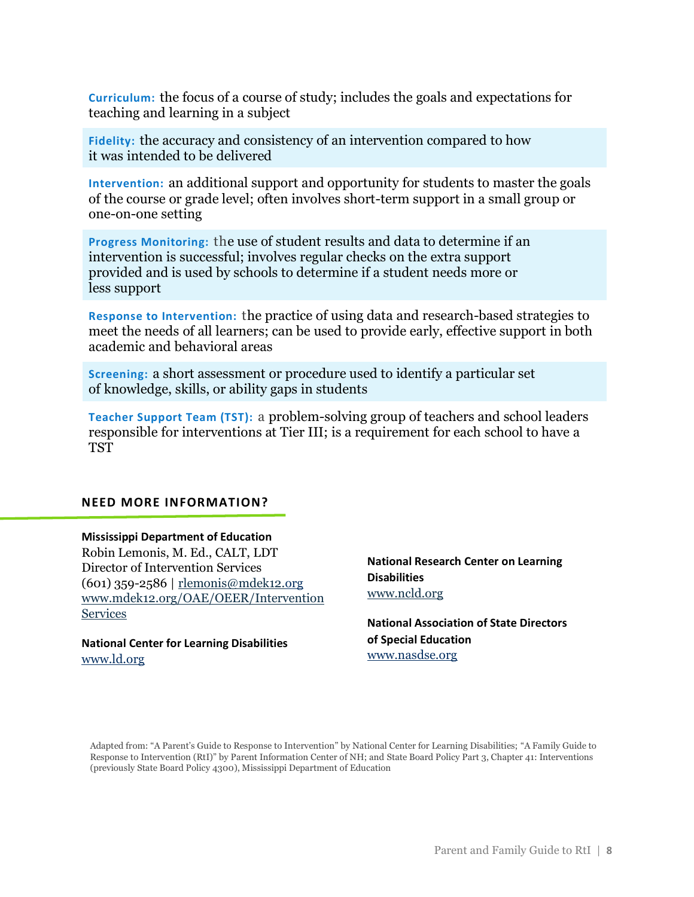**Curriculum:** the focus of a course of study; includes the goals and expectations for teaching and learning in a subject

**Fidelity:** the accuracy and consistency of an intervention compared to how it was intended to be delivered

**Intervention:** an additional support and opportunity for students to master the goals of the course or grade level; often involves short-term support in a small group or one-on-one setting

**Progress Monitoring:** the use of student results and data to determine if an intervention is successful; involves regular checks on the extra support provided and is used by schools to determine if a student needs more or less support

**Response to Intervention:** the practice of using data and research-based strategies to meet the needs of all learners; can be used to provide early, effective support in both academic and behavioral areas

**Screening:** a short assessment or procedure used to identify a particular set of knowledge, skills, or ability gaps in students

**Teacher Support Team (TST):** a problem-solving group of teachers and school leaders responsible for interventions at Tier III; is a requirement for each school to have a TST

## NEED MORE INFORMATION?

**Mississippi Department of Education**
Robin Lemonis, M. Ed., CALT, LDT
Director of Intervention Services
(601) 359-2586 | rlemonis@mdek12.org
www.mdek12.org/OAE/OEER/Intervention Services

**National Center for Learning Disabilities**
www.ld.org

**National Research Center on Learning Disabilities**
www.ncld.org

**National Association of State Directors of Special Education**
www.nasdse.org

Adapted from: "A Parent's Guide to Response to Intervention" by National Center for Learning Disabilities; "A Family Guide to Response to Intervention (RtI)" by Parent Information Center of NH; and State Board Policy Part 3, Chapter 41: Interventions (previously State Board Policy 4300), Mississippi Department of Education